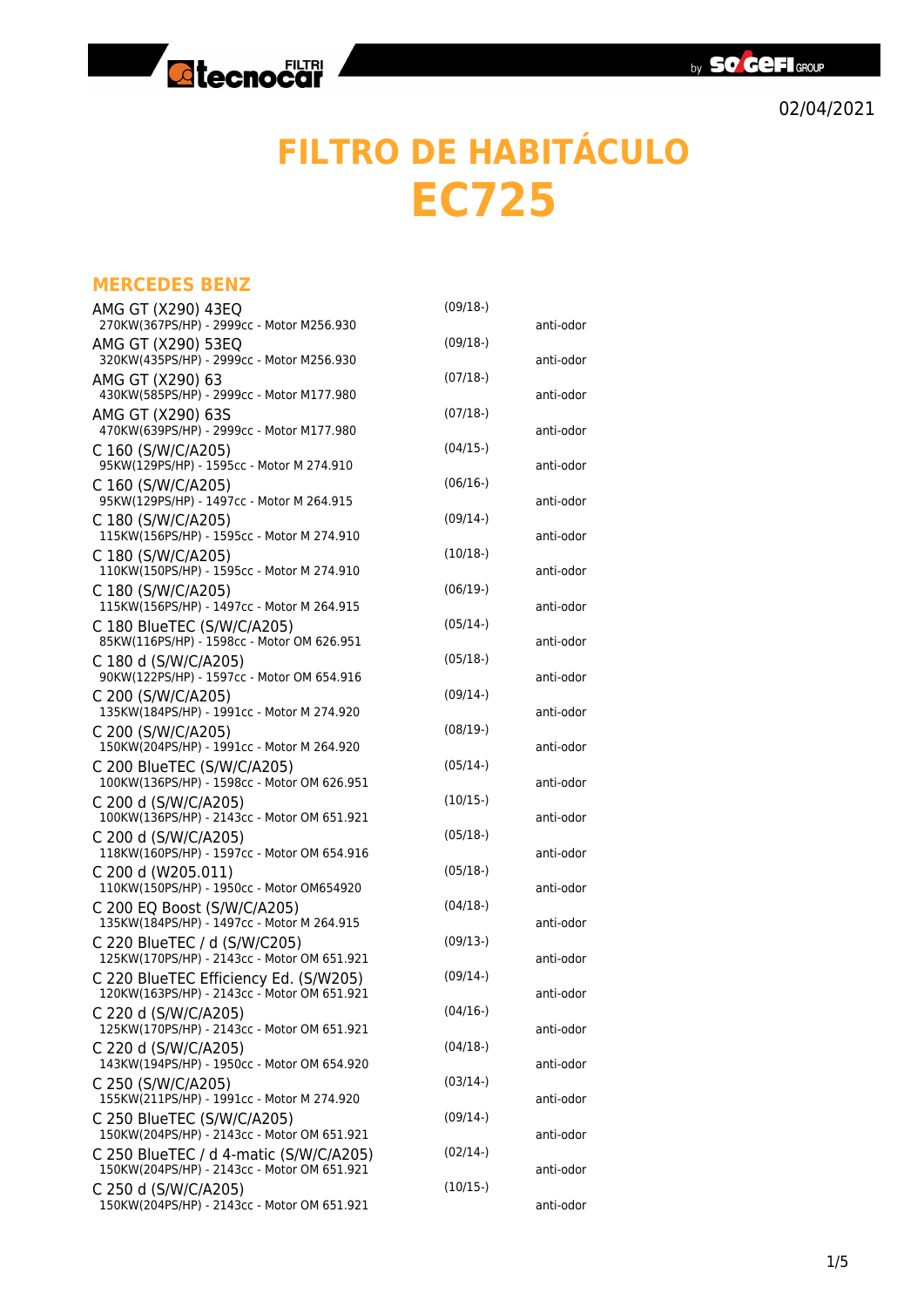02/04/2021

# FILTRO DE HABITÁCULO
# EC725

## MERCEDES BENZ

| Modelo | Fecha | Nota |
|---|---|---|
| AMG GT (X290) 43EQ<br>270KW(367PS/HP) - 2999cc - Motor M256.930 | (09/18-) | anti-odor |
| AMG GT (X290) 53EQ<br>320KW(435PS/HP) - 2999cc - Motor M256.930 | (09/18-) | anti-odor |
| AMG GT (X290) 63<br>430KW(585PS/HP) - 2999cc - Motor M177.980 | (07/18-) | anti-odor |
| AMG GT (X290) 63S<br>470KW(639PS/HP) - 2999cc - Motor M177.980 | (07/18-) | anti-odor |
| C 160 (S/W/C/A205)<br>95KW(129PS/HP) - 1595cc - Motor M 274.910 | (04/15-) | anti-odor |
| C 160 (S/W/C/A205)<br>95KW(129PS/HP) - 1497cc - Motor M 264.915 | (06/16-) | anti-odor |
| C 180 (S/W/C/A205)<br>115KW(156PS/HP) - 1595cc - Motor M 274.910 | (09/14-) | anti-odor |
| C 180 (S/W/C/A205)<br>110KW(150PS/HP) - 1595cc - Motor M 274.910 | (10/18-) | anti-odor |
| C 180 (S/W/C/A205)<br>115KW(156PS/HP) - 1497cc - Motor M 264.915 | (06/19-) | anti-odor |
| C 180 BlueTEC (S/W/C/A205)<br>85KW(116PS/HP) - 1598cc - Motor OM 626.951 | (05/14-) | anti-odor |
| C 180 d (S/W/C/A205)<br>90KW(122PS/HP) - 1597cc - Motor OM 654.916 | (05/18-) | anti-odor |
| C 200 (S/W/C/A205)<br>135KW(184PS/HP) - 1991cc - Motor M 274.920 | (09/14-) | anti-odor |
| C 200 (S/W/C/A205)<br>150KW(204PS/HP) - 1991cc - Motor M 264.920 | (08/19-) | anti-odor |
| C 200 BlueTEC (S/W/C/A205)<br>100KW(136PS/HP) - 1598cc - Motor OM 626.951 | (05/14-) | anti-odor |
| C 200 d (S/W/C/A205)<br>100KW(136PS/HP) - 2143cc - Motor OM 651.921 | (10/15-) | anti-odor |
| C 200 d (S/W/C/A205)<br>118KW(160PS/HP) - 1597cc - Motor OM 654.916 | (05/18-) | anti-odor |
| C 200 d (W205.011)<br>110KW(150PS/HP) - 1950cc - Motor OM654920 | (05/18-) | anti-odor |
| C 200 EQ Boost (S/W/C/A205)<br>135KW(184PS/HP) - 1497cc - Motor M 264.915 | (04/18-) | anti-odor |
| C 220 BlueTEC / d (S/W/C205)<br>125KW(170PS/HP) - 2143cc - Motor OM 651.921 | (09/13-) | anti-odor |
| C 220 BlueTEC Efficiency Ed. (S/W205)<br>120KW(163PS/HP) - 2143cc - Motor OM 651.921 | (09/14-) | anti-odor |
| C 220 d (S/W/C/A205)<br>125KW(170PS/HP) - 2143cc - Motor OM 651.921 | (04/16-) | anti-odor |
| C 220 d (S/W/C/A205)<br>143KW(194PS/HP) - 1950cc - Motor OM 654.920 | (04/18-) | anti-odor |
| C 250 (S/W/C/A205)<br>155KW(211PS/HP) - 1991cc - Motor M 274.920 | (03/14-) | anti-odor |
| C 250 BlueTEC (S/W/C/A205)<br>150KW(204PS/HP) - 2143cc - Motor OM 651.921 | (09/14-) | anti-odor |
| C 250 BlueTEC / d 4-matic (S/W/C/A205)<br>150KW(204PS/HP) - 2143cc - Motor OM 651.921 | (02/14-) | anti-odor |
| C 250 d (S/W/C/A205)<br>150KW(204PS/HP) - 2143cc - Motor OM 651.921 | (10/15-) | anti-odor |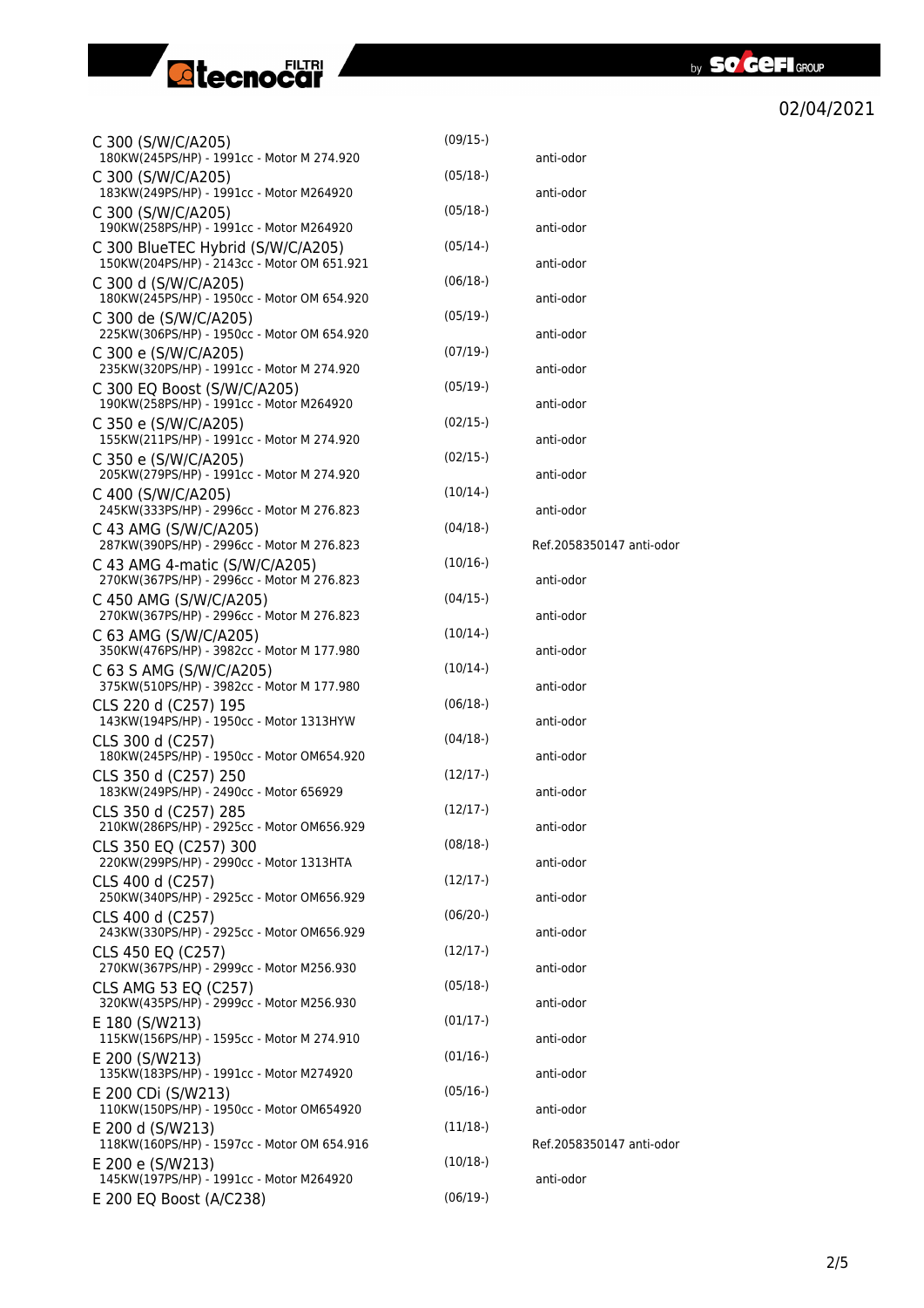02/04/2021

| Model | Date | Notes |
|---|---|---|
| C 300 (S/W/C/A205)<br>180KW(245PS/HP) - 1991cc - Motor M 274.920 | (09/15-) | anti-odor |
| C 300 (S/W/C/A205)<br>183KW(249PS/HP) - 1991cc - Motor M264920 | (05/18-) | anti-odor |
| C 300 (S/W/C/A205)<br>190KW(258PS/HP) - 1991cc - Motor M264920 | (05/18-) | anti-odor |
| C 300 BlueTEC Hybrid (S/W/C/A205)<br>150KW(204PS/HP) - 2143cc - Motor OM 651.921 | (05/14-) | anti-odor |
| C 300 d (S/W/C/A205)<br>180KW(245PS/HP) - 1950cc - Motor OM 654.920 | (06/18-) | anti-odor |
| C 300 de (S/W/C/A205)<br>225KW(306PS/HP) - 1950cc - Motor OM 654.920 | (05/19-) | anti-odor |
| C 300 e (S/W/C/A205)<br>235KW(320PS/HP) - 1991cc - Motor M 274.920 | (07/19-) | anti-odor |
| C 300 EQ Boost (S/W/C/A205)<br>190KW(258PS/HP) - 1991cc - Motor M264920 | (05/19-) | anti-odor |
| C 350 e (S/W/C/A205)<br>155KW(211PS/HP) - 1991cc - Motor M 274.920 | (02/15-) | anti-odor |
| C 350 e (S/W/C/A205)<br>205KW(279PS/HP) - 1991cc - Motor M 274.920 | (02/15-) | anti-odor |
| C 400 (S/W/C/A205)<br>245KW(333PS/HP) - 2996cc - Motor M 276.823 | (10/14-) | anti-odor |
| C 43 AMG (S/W/C/A205)<br>287KW(390PS/HP) - 2996cc - Motor M 276.823 | (04/18-) | Ref.2058350147 anti-odor |
| C 43 AMG 4-matic (S/W/C/A205)<br>270KW(367PS/HP) - 2996cc - Motor M 276.823 | (10/16-) | anti-odor |
| C 450 AMG (S/W/C/A205)<br>270KW(367PS/HP) - 2996cc - Motor M 276.823 | (04/15-) | anti-odor |
| C 63 AMG (S/W/C/A205)<br>350KW(476PS/HP) - 3982cc - Motor M 177.980 | (10/14-) | anti-odor |
| C 63 S AMG (S/W/C/A205)<br>375KW(510PS/HP) - 3982cc - Motor M 177.980 | (10/14-) | anti-odor |
| CLS 220 d (C257) 195<br>143KW(194PS/HP) - 1950cc - Motor 1313HYW | (06/18-) | anti-odor |
| CLS 300 d (C257)<br>180KW(245PS/HP) - 1950cc - Motor OM654.920 | (04/18-) | anti-odor |
| CLS 350 d (C257) 250<br>183KW(249PS/HP) - 2490cc - Motor 656929 | (12/17-) | anti-odor |
| CLS 350 d (C257) 285<br>210KW(286PS/HP) - 2925cc - Motor OM656.929 | (12/17-) | anti-odor |
| CLS 350 EQ (C257) 300<br>220KW(299PS/HP) - 2990cc - Motor 1313HTA | (08/18-) | anti-odor |
| CLS 400 d (C257)<br>250KW(340PS/HP) - 2925cc - Motor OM656.929 | (12/17-) | anti-odor |
| CLS 400 d (C257)<br>243KW(330PS/HP) - 2925cc - Motor OM656.929 | (06/20-) | anti-odor |
| CLS 450 EQ (C257)<br>270KW(367PS/HP) - 2999cc - Motor M256.930 | (12/17-) | anti-odor |
| CLS AMG 53 EQ (C257)<br>320KW(435PS/HP) - 2999cc - Motor M256.930 | (05/18-) | anti-odor |
| E 180 (S/W213)<br>115KW(156PS/HP) - 1595cc - Motor M 274.910 | (01/17-) | anti-odor |
| E 200 (S/W213)<br>135KW(183PS/HP) - 1991cc - Motor M274920 | (01/16-) | anti-odor |
| E 200 CDi (S/W213)<br>110KW(150PS/HP) - 1950cc - Motor OM654920 | (05/16-) | anti-odor |
| E 200 d (S/W213)<br>118KW(160PS/HP) - 1597cc - Motor OM 654.916 | (11/18-) | Ref.2058350147 anti-odor |
| E 200 e (S/W213)<br>145KW(197PS/HP) - 1991cc - Motor M264920 | (10/18-) | anti-odor |
| E 200 EQ Boost (A/C238) | (06/19-) | |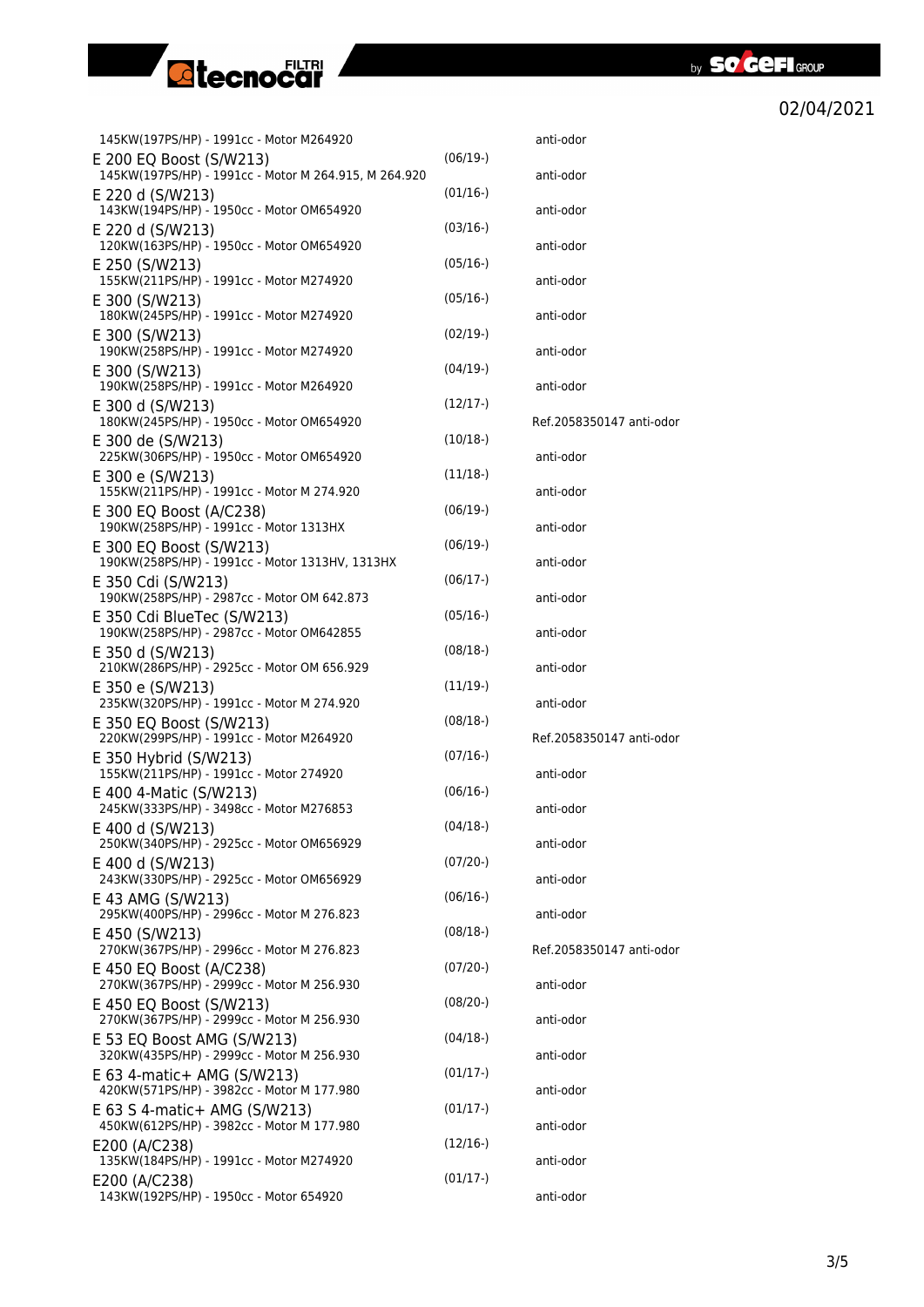| Model | Date | Notes |
|---|---|---|
| 145KW(197PS/HP) - 1991cc - Motor M264920 | | anti-odor |
| E 200 EQ Boost (S/W213)<br>145KW(197PS/HP) - 1991cc - Motor M 264.915, M 264.920 | (06/19-) | anti-odor |
| E 220 d (S/W213)<br>143KW(194PS/HP) - 1950cc - Motor OM654920 | (01/16-) | anti-odor |
| E 220 d (S/W213)<br>120KW(163PS/HP) - 1950cc - Motor OM654920 | (03/16-) | anti-odor |
| E 250 (S/W213)<br>155KW(211PS/HP) - 1991cc - Motor M274920 | (05/16-) | anti-odor |
| E 300 (S/W213)<br>180KW(245PS/HP) - 1991cc - Motor M274920 | (05/16-) | anti-odor |
| E 300 (S/W213)<br>190KW(258PS/HP) - 1991cc - Motor M274920 | (02/19-) | anti-odor |
| E 300 (S/W213)<br>190KW(258PS/HP) - 1991cc - Motor M264920 | (04/19-) | anti-odor |
| E 300 d (S/W213)<br>180KW(245PS/HP) - 1950cc - Motor OM654920 | (12/17-) | Ref.2058350147 anti-odor |
| E 300 de (S/W213)<br>225KW(306PS/HP) - 1950cc - Motor OM654920 | (10/18-) | anti-odor |
| E 300 e (S/W213)<br>155KW(211PS/HP) - 1991cc - Motor M 274.920 | (11/18-) | anti-odor |
| E 300 EQ Boost (A/C238)<br>190KW(258PS/HP) - 1991cc - Motor 1313HX | (06/19-) | anti-odor |
| E 300 EQ Boost (S/W213)<br>190KW(258PS/HP) - 1991cc - Motor 1313HV, 1313HX | (06/19-) | anti-odor |
| E 350 Cdi (S/W213)<br>190KW(258PS/HP) - 2987cc - Motor OM 642.873 | (06/17-) | anti-odor |
| E 350 Cdi BlueTec (S/W213)<br>190KW(258PS/HP) - 2987cc - Motor OM642855 | (05/16-) | anti-odor |
| E 350 d (S/W213)<br>210KW(286PS/HP) - 2925cc - Motor OM 656.929 | (08/18-) | anti-odor |
| E 350 e (S/W213)<br>235KW(320PS/HP) - 1991cc - Motor M 274.920 | (11/19-) | anti-odor |
| E 350 EQ Boost (S/W213)<br>220KW(299PS/HP) - 1991cc - Motor M264920 | (08/18-) | Ref.2058350147 anti-odor |
| E 350 Hybrid (S/W213)<br>155KW(211PS/HP) - 1991cc - Motor 274920 | (07/16-) | anti-odor |
| E 400 4-Matic (S/W213)<br>245KW(333PS/HP) - 3498cc - Motor M276853 | (06/16-) | anti-odor |
| E 400 d (S/W213)<br>250KW(340PS/HP) - 2925cc - Motor OM656929 | (04/18-) | anti-odor |
| E 400 d (S/W213)<br>243KW(330PS/HP) - 2925cc - Motor OM656929 | (07/20-) | anti-odor |
| E 43 AMG (S/W213)<br>295KW(400PS/HP) - 2996cc - Motor M 276.823 | (06/16-) | anti-odor |
| E 450 (S/W213)<br>270KW(367PS/HP) - 2996cc - Motor M 276.823 | (08/18-) | Ref.2058350147 anti-odor |
| E 450 EQ Boost (A/C238)<br>270KW(367PS/HP) - 2999cc - Motor M 256.930 | (07/20-) | anti-odor |
| E 450 EQ Boost (S/W213)<br>270KW(367PS/HP) - 2999cc - Motor M 256.930 | (08/20-) | anti-odor |
| E 53 EQ Boost AMG (S/W213)<br>320KW(435PS/HP) - 2999cc - Motor M 256.930 | (04/18-) | anti-odor |
| E 63 4-matic+ AMG (S/W213)<br>420KW(571PS/HP) - 3982cc - Motor M 177.980 | (01/17-) | anti-odor |
| E 63 S 4-matic+ AMG (S/W213)<br>450KW(612PS/HP) - 3982cc - Motor M 177.980 | (01/17-) | anti-odor |
| E200 (A/C238)<br>135KW(184PS/HP) - 1991cc - Motor M274920 | (12/16-) | anti-odor |
| E200 (A/C238)<br>143KW(192PS/HP) - 1950cc - Motor 654920 | (01/17-) | anti-odor |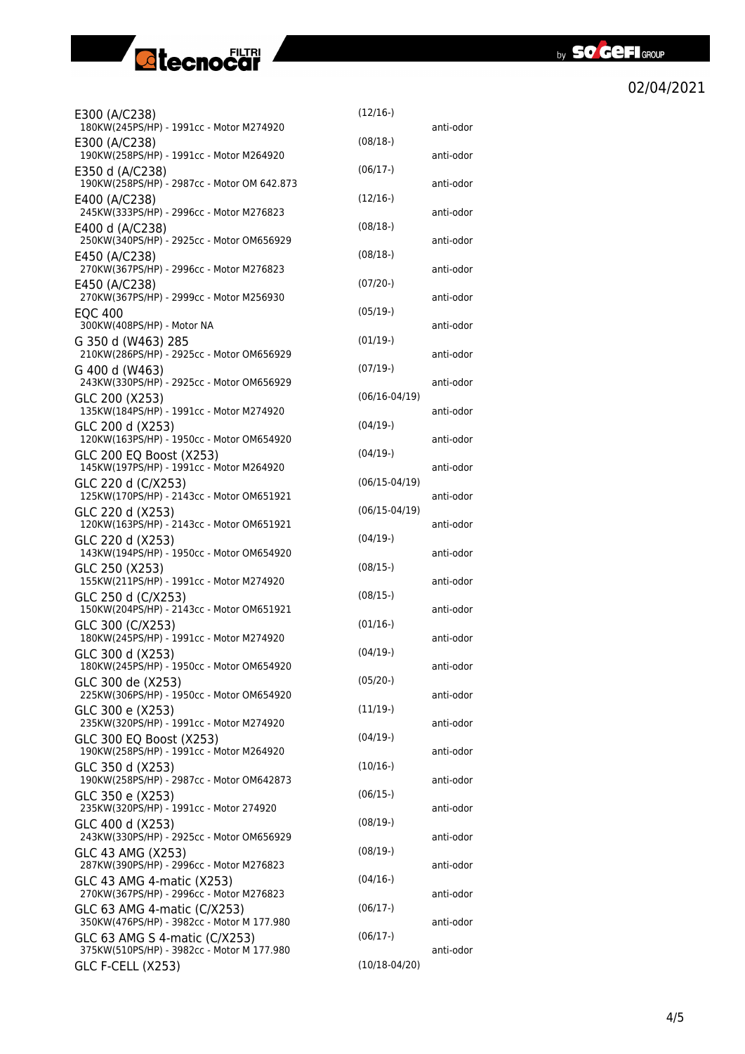02/04/2021

| Model | Date | Type |
|---|---|---|
| E300 (A/C238)<br>180KW(245PS/HP) - 1991cc - Motor M274920 | (12/16-) | anti-odor |
| E300 (A/C238)<br>190KW(258PS/HP) - 1991cc - Motor M264920 | (08/18-) | anti-odor |
| E350 d (A/C238)<br>190KW(258PS/HP) - 2987cc - Motor OM 642.873 | (06/17-) | anti-odor |
| E400 (A/C238)<br>245KW(333PS/HP) - 2996cc - Motor M276823 | (12/16-) | anti-odor |
| E400 d (A/C238)<br>250KW(340PS/HP) - 2925cc - Motor OM656929 | (08/18-) | anti-odor |
| E450 (A/C238)<br>270KW(367PS/HP) - 2996cc - Motor M276823 | (08/18-) | anti-odor |
| E450 (A/C238)<br>270KW(367PS/HP) - 2999cc - Motor M256930 | (07/20-) | anti-odor |
| EQC 400<br>300KW(408PS/HP) - Motor NA | (05/19-) | anti-odor |
| G 350 d (W463) 285<br>210KW(286PS/HP) - 2925cc - Motor OM656929 | (01/19-) | anti-odor |
| G 400 d (W463)<br>243KW(330PS/HP) - 2925cc - Motor OM656929 | (07/19-) | anti-odor |
| GLC 200 (X253)<br>135KW(184PS/HP) - 1991cc - Motor M274920 | (06/16-04/19) | anti-odor |
| GLC 200 d (X253)<br>120KW(163PS/HP) - 1950cc - Motor OM654920 | (04/19-) | anti-odor |
| GLC 200 EQ Boost (X253)<br>145KW(197PS/HP) - 1991cc - Motor M264920 | (04/19-) | anti-odor |
| GLC 220 d (C/X253)<br>125KW(170PS/HP) - 2143cc - Motor OM651921 | (06/15-04/19) | anti-odor |
| GLC 220 d (X253)<br>120KW(163PS/HP) - 2143cc - Motor OM651921 | (06/15-04/19) | anti-odor |
| GLC 220 d (X253)<br>143KW(194PS/HP) - 1950cc - Motor OM654920 | (04/19-) | anti-odor |
| GLC 250 (X253)<br>155KW(211PS/HP) - 1991cc - Motor M274920 | (08/15-) | anti-odor |
| GLC 250 d (C/X253)<br>150KW(204PS/HP) - 2143cc - Motor OM651921 | (08/15-) | anti-odor |
| GLC 300 (C/X253)<br>180KW(245PS/HP) - 1991cc - Motor M274920 | (01/16-) | anti-odor |
| GLC 300 d (X253)<br>180KW(245PS/HP) - 1950cc - Motor OM654920 | (04/19-) | anti-odor |
| GLC 300 de (X253)<br>225KW(306PS/HP) - 1950cc - Motor OM654920 | (05/20-) | anti-odor |
| GLC 300 e (X253)<br>235KW(320PS/HP) - 1991cc - Motor M274920 | (11/19-) | anti-odor |
| GLC 300 EQ Boost (X253)<br>190KW(258PS/HP) - 1991cc - Motor M264920 | (04/19-) | anti-odor |
| GLC 350 d (X253)<br>190KW(258PS/HP) - 2987cc - Motor OM642873 | (10/16-) | anti-odor |
| GLC 350 e (X253)<br>235KW(320PS/HP) - 1991cc - Motor 274920 | (06/15-) | anti-odor |
| GLC 400 d (X253)<br>243KW(330PS/HP) - 2925cc - Motor OM656929 | (08/19-) | anti-odor |
| GLC 43 AMG (X253)<br>287KW(390PS/HP) - 2996cc - Motor M276823 | (08/19-) | anti-odor |
| GLC 43 AMG 4-matic (X253)<br>270KW(367PS/HP) - 2996cc - Motor M276823 | (04/16-) | anti-odor |
| GLC 63 AMG 4-matic (C/X253)<br>350KW(476PS/HP) - 3982cc - Motor M 177.980 | (06/17-) | anti-odor |
| GLC 63 AMG S 4-matic (C/X253)<br>375KW(510PS/HP) - 3982cc - Motor M 177.980 | (06/17-) | anti-odor |
| GLC F-CELL (X253) | (10/18-04/20) | |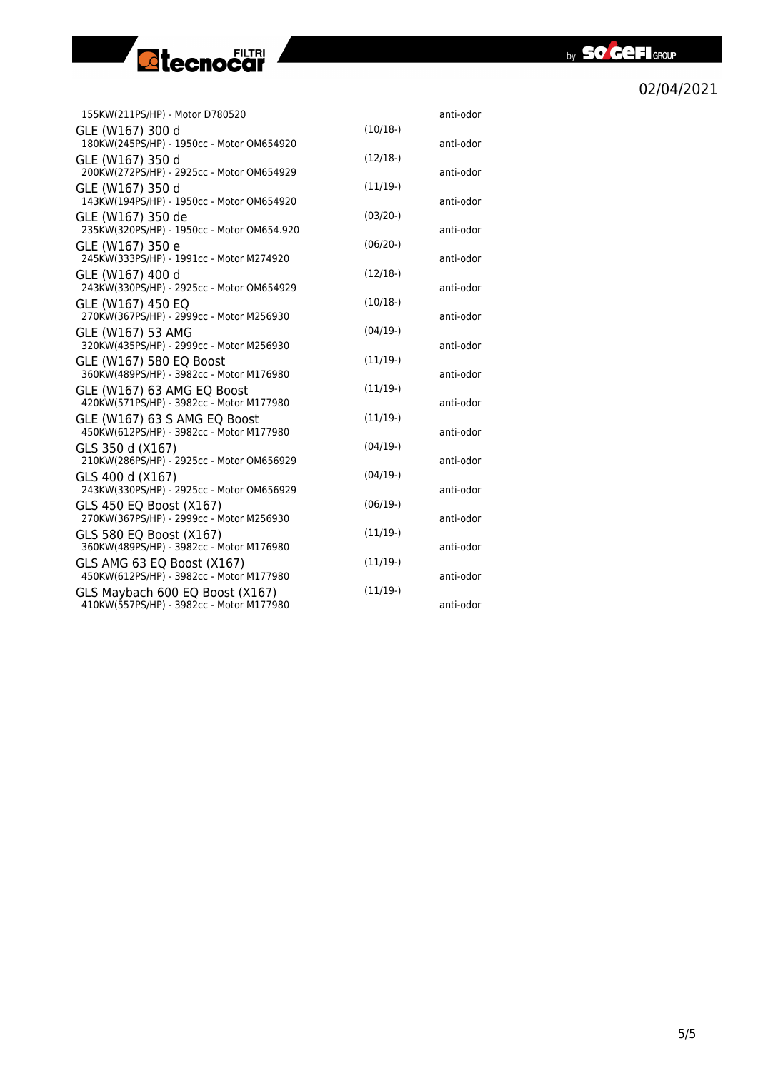| | | |
|---|---|---|
| 155KW(211PS/HP) - Motor D780520 | | anti-odor |
| GLE (W167) 300 d<br>180KW(245PS/HP) - 1950cc - Motor OM654920 | (10/18-) | anti-odor |
| GLE (W167) 350 d<br>200KW(272PS/HP) - 2925cc - Motor OM654929 | (12/18-) | anti-odor |
| GLE (W167) 350 d<br>143KW(194PS/HP) - 1950cc - Motor OM654920 | (11/19-) | anti-odor |
| GLE (W167) 350 de<br>235KW(320PS/HP) - 1950cc - Motor OM654.920 | (03/20-) | anti-odor |
| GLE (W167) 350 e<br>245KW(333PS/HP) - 1991cc - Motor M274920 | (06/20-) | anti-odor |
| GLE (W167) 400 d<br>243KW(330PS/HP) - 2925cc - Motor OM654929 | (12/18-) | anti-odor |
| GLE (W167) 450 EQ<br>270KW(367PS/HP) - 2999cc - Motor M256930 | (10/18-) | anti-odor |
| GLE (W167) 53 AMG<br>320KW(435PS/HP) - 2999cc - Motor M256930 | (04/19-) | anti-odor |
| GLE (W167) 580 EQ Boost<br>360KW(489PS/HP) - 3982cc - Motor M176980 | (11/19-) | anti-odor |
| GLE (W167) 63 AMG EQ Boost<br>420KW(571PS/HP) - 3982cc - Motor M177980 | (11/19-) | anti-odor |
| GLE (W167) 63 S AMG EQ Boost<br>450KW(612PS/HP) - 3982cc - Motor M177980 | (11/19-) | anti-odor |
| GLS 350 d (X167)<br>210KW(286PS/HP) - 2925cc - Motor OM656929 | (04/19-) | anti-odor |
| GLS 400 d (X167)<br>243KW(330PS/HP) - 2925cc - Motor OM656929 | (04/19-) | anti-odor |
| GLS 450 EQ Boost (X167)<br>270KW(367PS/HP) - 2999cc - Motor M256930 | (06/19-) | anti-odor |
| GLS 580 EQ Boost (X167)<br>360KW(489PS/HP) - 3982cc - Motor M176980 | (11/19-) | anti-odor |
| GLS AMG 63 EQ Boost (X167)<br>450KW(612PS/HP) - 3982cc - Motor M177980 | (11/19-) | anti-odor |
| GLS Maybach 600 EQ Boost (X167)<br>410KW(557PS/HP) - 3982cc - Motor M177980 | (11/19-) | anti-odor |